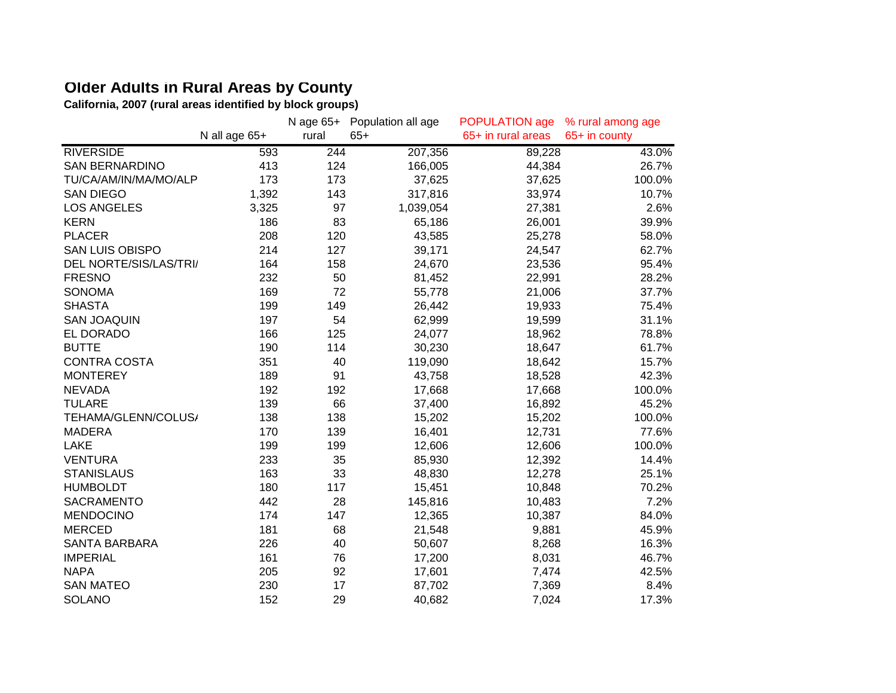## Older Adults in Rural Areas by County

**California, 2007 (rural areas identified by block groups)**

| | N all age 65+ | N age 65+ rural | Population all age 65+ | POPULATION age 65+ in rural areas | % rural among age 65+ in county |
|---|---|---|---|---|---|
| RIVERSIDE | 593 | 244 | 207,356 | 89,228 | 43.0% |
| SAN BERNARDINO | 413 | 124 | 166,005 | 44,384 | 26.7% |
| TU/CA/AM/IN/MA/MO/ALP | 173 | 173 | 37,625 | 37,625 | 100.0% |
| SAN DIEGO | 1,392 | 143 | 317,816 | 33,974 | 10.7% |
| LOS ANGELES | 3,325 | 97 | 1,039,054 | 27,381 | 2.6% |
| KERN | 186 | 83 | 65,186 | 26,001 | 39.9% |
| PLACER | 208 | 120 | 43,585 | 25,278 | 58.0% |
| SAN LUIS OBISPO | 214 | 127 | 39,171 | 24,547 | 62.7% |
| DEL NORTE/SIS/LAS/TRI/ | 164 | 158 | 24,670 | 23,536 | 95.4% |
| FRESNO | 232 | 50 | 81,452 | 22,991 | 28.2% |
| SONOMA | 169 | 72 | 55,778 | 21,006 | 37.7% |
| SHASTA | 199 | 149 | 26,442 | 19,933 | 75.4% |
| SAN JOAQUIN | 197 | 54 | 62,999 | 19,599 | 31.1% |
| EL DORADO | 166 | 125 | 24,077 | 18,962 | 78.8% |
| BUTTE | 190 | 114 | 30,230 | 18,647 | 61.7% |
| CONTRA COSTA | 351 | 40 | 119,090 | 18,642 | 15.7% |
| MONTEREY | 189 | 91 | 43,758 | 18,528 | 42.3% |
| NEVADA | 192 | 192 | 17,668 | 17,668 | 100.0% |
| TULARE | 139 | 66 | 37,400 | 16,892 | 45.2% |
| TEHAMA/GLENN/COLUS/ | 138 | 138 | 15,202 | 15,202 | 100.0% |
| MADERA | 170 | 139 | 16,401 | 12,731 | 77.6% |
| LAKE | 199 | 199 | 12,606 | 12,606 | 100.0% |
| VENTURA | 233 | 35 | 85,930 | 12,392 | 14.4% |
| STANISLAUS | 163 | 33 | 48,830 | 12,278 | 25.1% |
| HUMBOLDT | 180 | 117 | 15,451 | 10,848 | 70.2% |
| SACRAMENTO | 442 | 28 | 145,816 | 10,483 | 7.2% |
| MENDOCINO | 174 | 147 | 12,365 | 10,387 | 84.0% |
| MERCED | 181 | 68 | 21,548 | 9,881 | 45.9% |
| SANTA BARBARA | 226 | 40 | 50,607 | 8,268 | 16.3% |
| IMPERIAL | 161 | 76 | 17,200 | 8,031 | 46.7% |
| NAPA | 205 | 92 | 17,601 | 7,474 | 42.5% |
| SAN MATEO | 230 | 17 | 87,702 | 7,369 | 8.4% |
| SOLANO | 152 | 29 | 40,682 | 7,024 | 17.3% |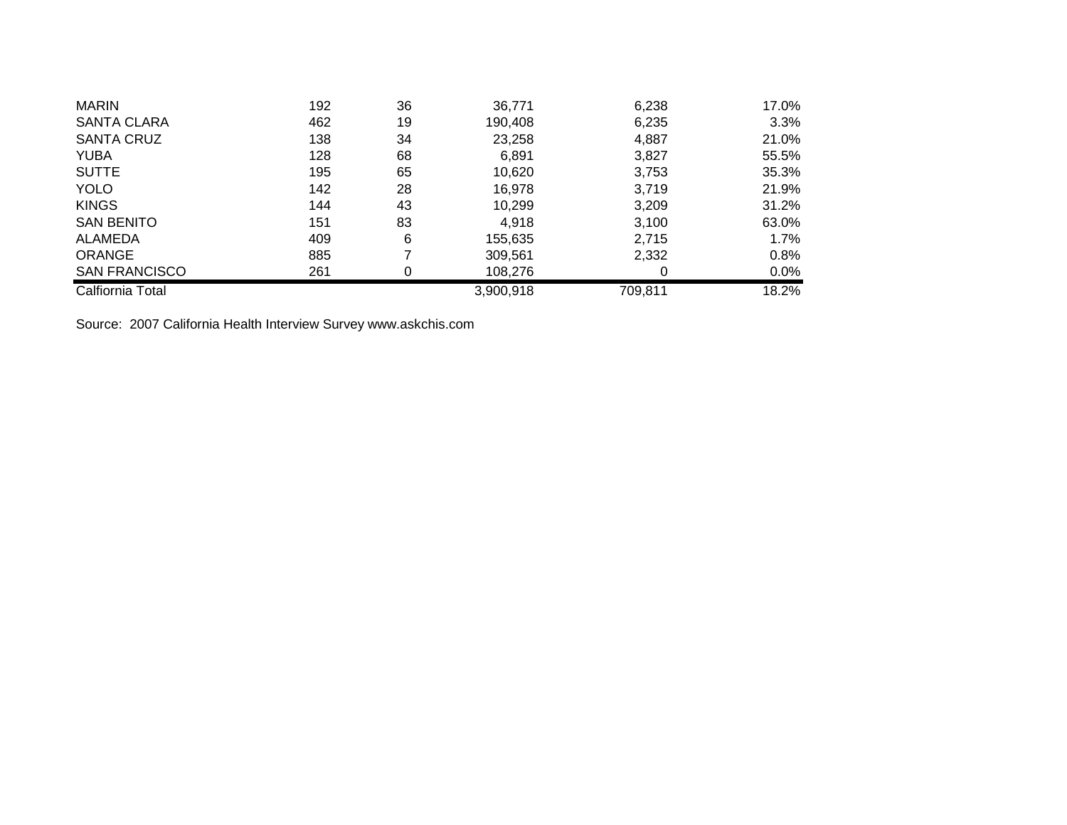| | | | | | |
|---|---|---|---|---|---|
| MARIN | 192 | 36 | 36,771 | 6,238 | 17.0% |
| SANTA CLARA | 462 | 19 | 190,408 | 6,235 | 3.3% |
| SANTA CRUZ | 138 | 34 | 23,258 | 4,887 | 21.0% |
| YUBA | 128 | 68 | 6,891 | 3,827 | 55.5% |
| SUTTE | 195 | 65 | 10,620 | 3,753 | 35.3% |
| YOLO | 142 | 28 | 16,978 | 3,719 | 21.9% |
| KINGS | 144 | 43 | 10,299 | 3,209 | 31.2% |
| SAN BENITO | 151 | 83 | 4,918 | 3,100 | 63.0% |
| ALAMEDA | 409 | 6 | 155,635 | 2,715 | 1.7% |
| ORANGE | 885 | 7 | 309,561 | 2,332 | 0.8% |
| SAN FRANCISCO | 261 | 0 | 108,276 | 0 | 0.0% |
| Calfiornia Total | | | 3,900,918 | 709,811 | 18.2% |

Source: 2007 California Health Interview Survey www.askchis.com